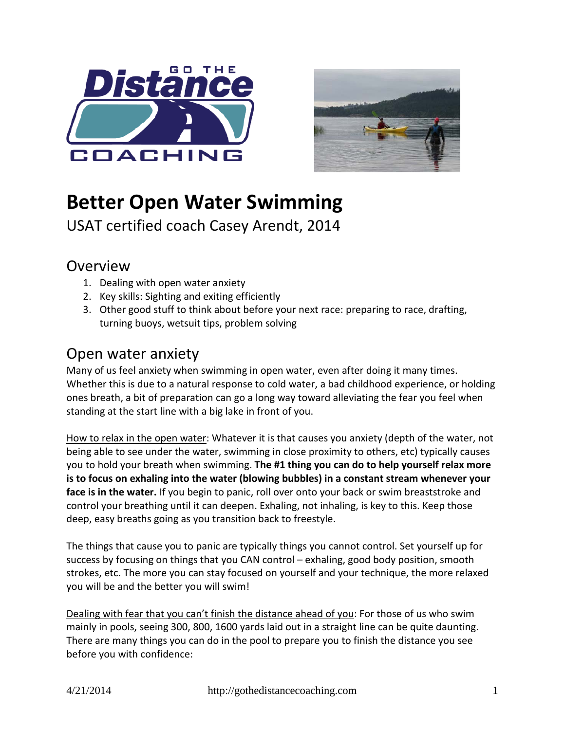# Better Open Water Swimming

USAT certified coach Casey Arendt, 2014

## Overview

1. Dealing with open water anxiety
2. Key skills: Sighting and exiting efficiently
3. Other good stuff to think about before your next race: preparing to race, drafting, turning buoys, wetsuit tips, problem solving

## Open water anxiety

Many of us feel anxiety when swimming in open water, even after doing it many times. Whether this is due to a natural response to cold water, a bad childhood experience, or holding ones breath, a bit of preparation can go a long way toward alleviating the fear you feel when standing at the start line with a big lake in front of you.

How to relax in the open water: Whatever it is that causes you anxiety (depth of the water, not being able to see under the water, swimming in close proximity to others, etc) typically causes you to hold your breath when swimming. **The #1 thing you can do to help yourself relax more is to focus on exhaling into the water (blowing bubbles) in a constant stream whenever your face is in the water.** If you begin to panic, roll over onto your back or swim breaststroke and control your breathing until it can deepen. Exhaling, not inhaling, is key to this. Keep those deep, easy breaths going as you transition back to freestyle.

The things that cause you to panic are typically things you cannot control. Set yourself up for success by focusing on things that you CAN control – exhaling, good body position, smooth strokes, etc. The more you can stay focused on yourself and your technique, the more relaxed you will be and the better you will swim!

Dealing with fear that you can't finish the distance ahead of you: For those of us who swim mainly in pools, seeing 300, 800, 1600 yards laid out in a straight line can be quite daunting. There are many things you can do in the pool to prepare you to finish the distance you see before you with confidence: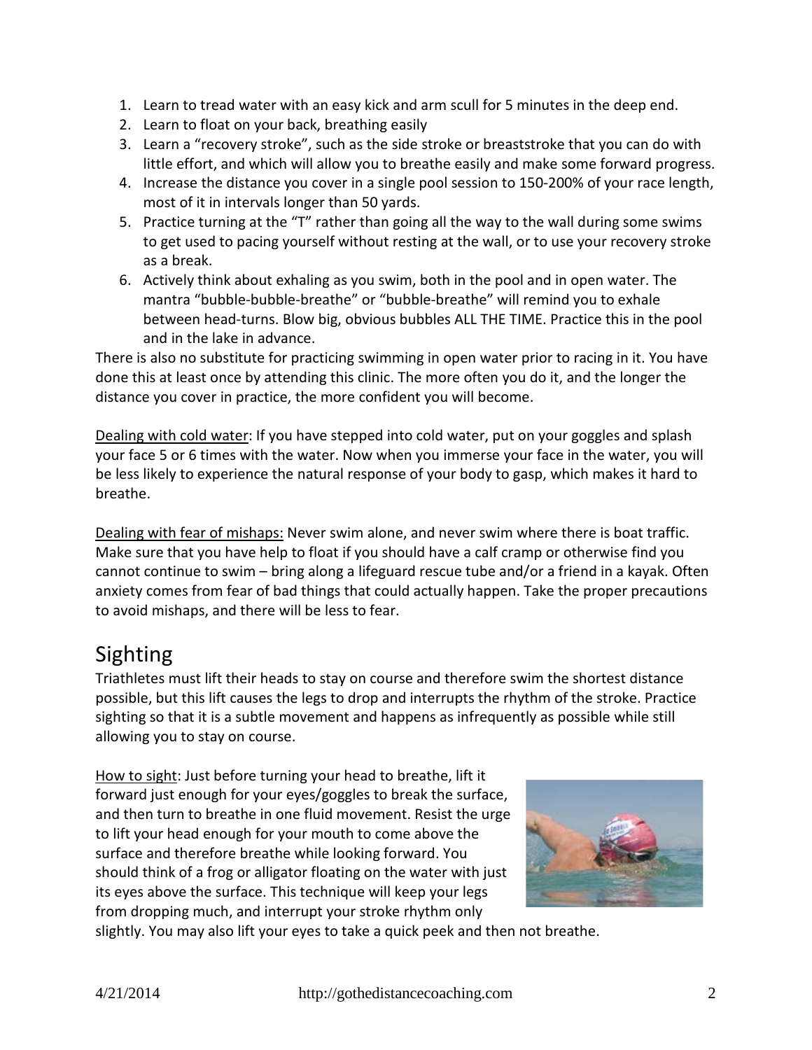1. Learn to tread water with an easy kick and arm scull for 5 minutes in the deep end.
2. Learn to float on your back, breathing easily
3. Learn a "recovery stroke", such as the side stroke or breaststroke that you can do with little effort, and which will allow you to breathe easily and make some forward progress.
4. Increase the distance you cover in a single pool session to 150-200% of your race length, most of it in intervals longer than 50 yards.
5. Practice turning at the "T" rather than going all the way to the wall during some swims to get used to pacing yourself without resting at the wall, or to use your recovery stroke as a break.
6. Actively think about exhaling as you swim, both in the pool and in open water. The mantra "bubble-bubble-breathe" or "bubble-breathe" will remind you to exhale between head-turns. Blow big, obvious bubbles ALL THE TIME. Practice this in the pool and in the lake in advance.

There is also no substitute for practicing swimming in open water prior to racing in it. You have done this at least once by attending this clinic. The more often you do it, and the longer the distance you cover in practice, the more confident you will become.

Dealing with cold water: If you have stepped into cold water, put on your goggles and splash your face 5 or 6 times with the water. Now when you immerse your face in the water, you will be less likely to experience the natural response of your body to gasp, which makes it hard to breathe.

Dealing with fear of mishaps: Never swim alone, and never swim where there is boat traffic. Make sure that you have help to float if you should have a calf cramp or otherwise find you cannot continue to swim – bring along a lifeguard rescue tube and/or a friend in a kayak. Often anxiety comes from fear of bad things that could actually happen. Take the proper precautions to avoid mishaps, and there will be less to fear.

## Sighting

Triathletes must lift their heads to stay on course and therefore swim the shortest distance possible, but this lift causes the legs to drop and interrupts the rhythm of the stroke. Practice sighting so that it is a subtle movement and happens as infrequently as possible while still allowing you to stay on course.

How to sight: Just before turning your head to breathe, lift it forward just enough for your eyes/goggles to break the surface, and then turn to breathe in one fluid movement. Resist the urge to lift your head enough for your mouth to come above the surface and therefore breathe while looking forward. You should think of a frog or alligator floating on the water with just its eyes above the surface. This technique will keep your legs from dropping much, and interrupt your stroke rhythm only slightly. You may also lift your eyes to take a quick peek and then not breathe.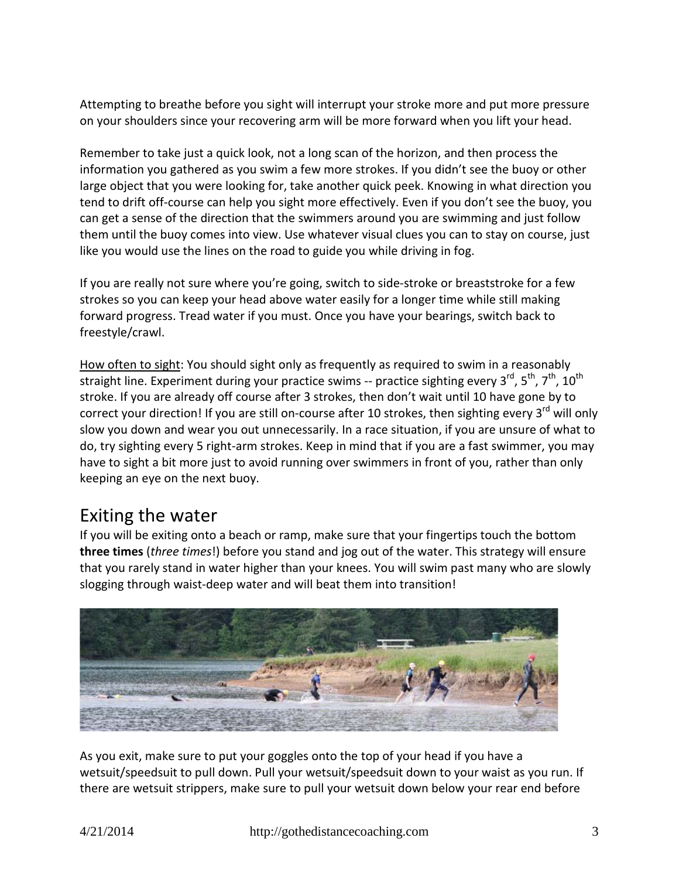Attempting to breathe before you sight will interrupt your stroke more and put more pressure on your shoulders since your recovering arm will be more forward when you lift your head.

Remember to take just a quick look, not a long scan of the horizon, and then process the information you gathered as you swim a few more strokes. If you didn't see the buoy or other large object that you were looking for, take another quick peek. Knowing in what direction you tend to drift off-course can help you sight more effectively. Even if you don't see the buoy, you can get a sense of the direction that the swimmers around you are swimming and just follow them until the buoy comes into view. Use whatever visual clues you can to stay on course, just like you would use the lines on the road to guide you while driving in fog.

If you are really not sure where you're going, switch to side-stroke or breaststroke for a few strokes so you can keep your head above water easily for a longer time while still making forward progress. Tread water if you must. Once you have your bearings, switch back to freestyle/crawl.

How often to sight: You should sight only as frequently as required to swim in a reasonably straight line. Experiment during your practice swims -- practice sighting every 3rd, 5th, 7th, 10th stroke. If you are already off course after 3 strokes, then don't wait until 10 have gone by to correct your direction! If you are still on-course after 10 strokes, then sighting every 3rd will only slow you down and wear you out unnecessarily. In a race situation, if you are unsure of what to do, try sighting every 5 right-arm strokes. Keep in mind that if you are a fast swimmer, you may have to sight a bit more just to avoid running over swimmers in front of you, rather than only keeping an eye on the next buoy.

## Exiting the water

If you will be exiting onto a beach or ramp, make sure that your fingertips touch the bottom **three times** (*three times*!) before you stand and jog out of the water. This strategy will ensure that you rarely stand in water higher than your knees. You will swim past many who are slowly slogging through waist-deep water and will beat them into transition!

As you exit, make sure to put your goggles onto the top of your head if you have a wetsuit/speedsuit to pull down. Pull your wetsuit/speedsuit down to your waist as you run. If there are wetsuit strippers, make sure to pull your wetsuit down below your rear end before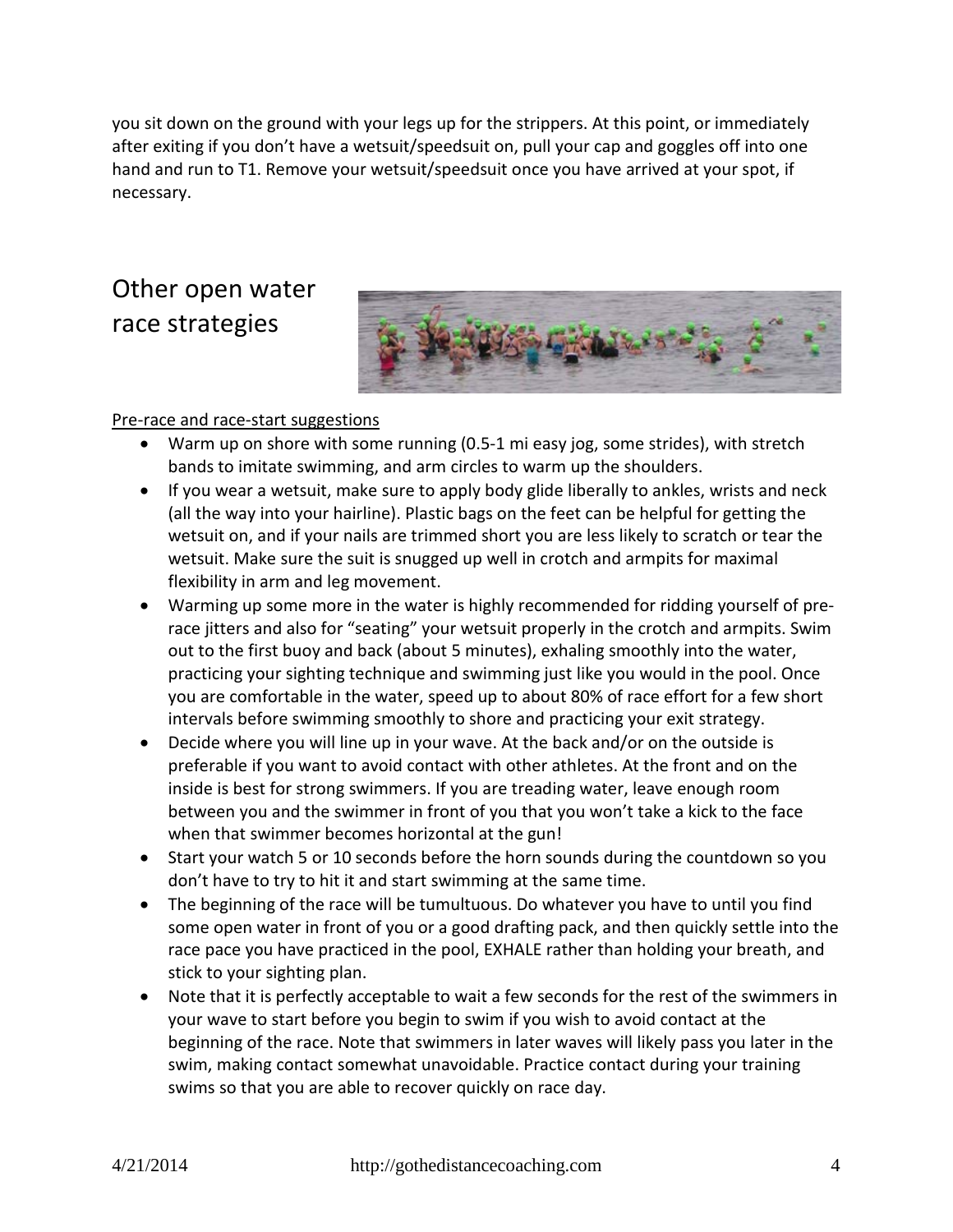you sit down on the ground with your legs up for the strippers. At this point, or immediately after exiting if you don't have a wetsuit/speedsuit on, pull your cap and goggles off into one hand and run to T1. Remove your wetsuit/speedsuit once you have arrived at your spot, if necessary.

## Other open water race strategies

Pre-race and race-start suggestions

- Warm up on shore with some running (0.5-1 mi easy jog, some strides), with stretch bands to imitate swimming, and arm circles to warm up the shoulders.
- If you wear a wetsuit, make sure to apply body glide liberally to ankles, wrists and neck (all the way into your hairline). Plastic bags on the feet can be helpful for getting the wetsuit on, and if your nails are trimmed short you are less likely to scratch or tear the wetsuit. Make sure the suit is snugged up well in crotch and armpits for maximal flexibility in arm and leg movement.
- Warming up some more in the water is highly recommended for ridding yourself of pre-race jitters and also for "seating" your wetsuit properly in the crotch and armpits. Swim out to the first buoy and back (about 5 minutes), exhaling smoothly into the water, practicing your sighting technique and swimming just like you would in the pool. Once you are comfortable in the water, speed up to about 80% of race effort for a few short intervals before swimming smoothly to shore and practicing your exit strategy.
- Decide where you will line up in your wave. At the back and/or on the outside is preferable if you want to avoid contact with other athletes. At the front and on the inside is best for strong swimmers. If you are treading water, leave enough room between you and the swimmer in front of you that you won't take a kick to the face when that swimmer becomes horizontal at the gun!
- Start your watch 5 or 10 seconds before the horn sounds during the countdown so you don't have to try to hit it and start swimming at the same time.
- The beginning of the race will be tumultuous. Do whatever you have to until you find some open water in front of you or a good drafting pack, and then quickly settle into the race pace you have practiced in the pool, EXHALE rather than holding your breath, and stick to your sighting plan.
- Note that it is perfectly acceptable to wait a few seconds for the rest of the swimmers in your wave to start before you begin to swim if you wish to avoid contact at the beginning of the race. Note that swimmers in later waves will likely pass you later in the swim, making contact somewhat unavoidable. Practice contact during your training swims so that you are able to recover quickly on race day.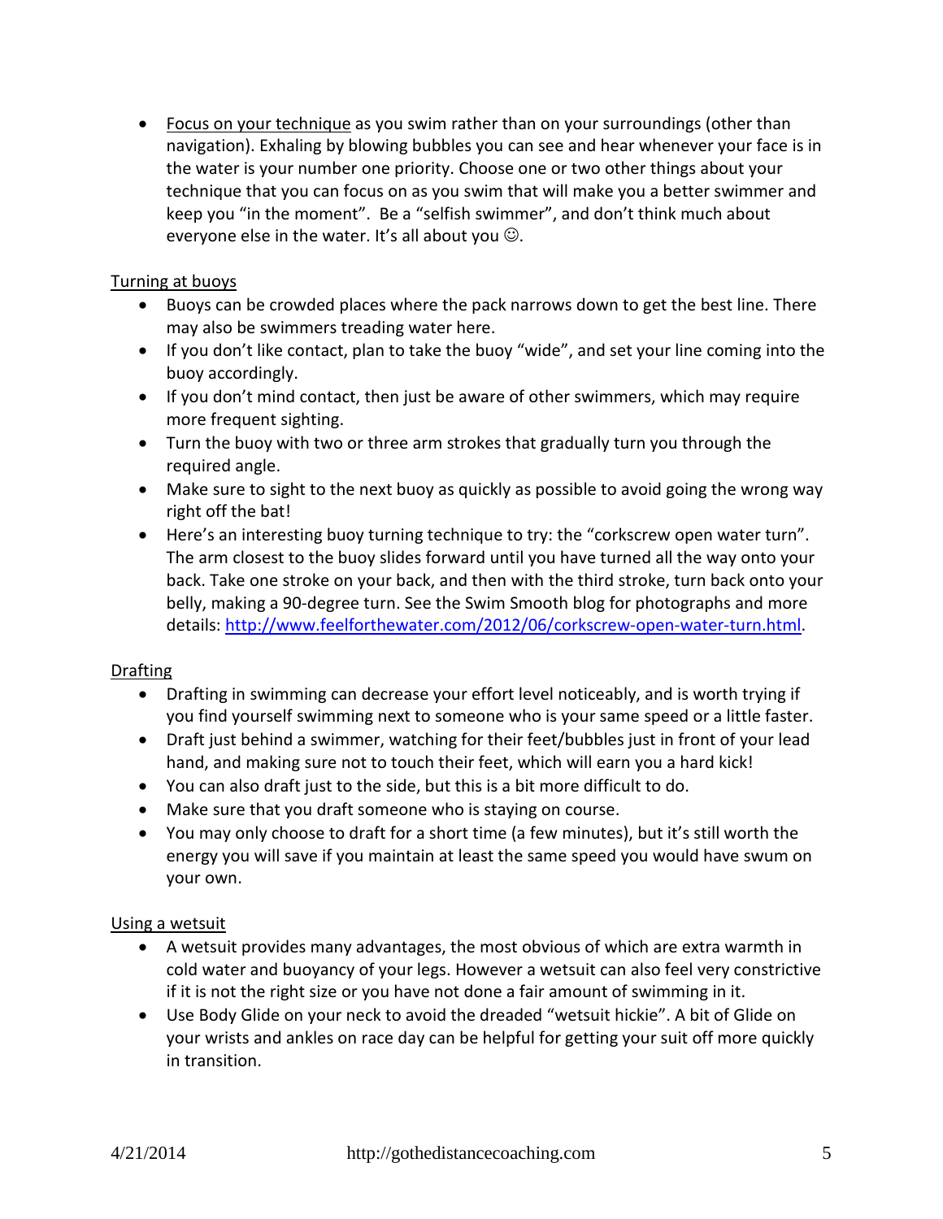- Focus on your technique as you swim rather than on your surroundings (other than navigation). Exhaling by blowing bubbles you can see and hear whenever your face is in the water is your number one priority. Choose one or two other things about your technique that you can focus on as you swim that will make you a better swimmer and keep you "in the moment". Be a "selfish swimmer", and don't think much about everyone else in the water. It's all about you ☺.

## Turning at buoys

- Buoys can be crowded places where the pack narrows down to get the best line. There may also be swimmers treading water here.
- If you don't like contact, plan to take the buoy "wide", and set your line coming into the buoy accordingly.
- If you don't mind contact, then just be aware of other swimmers, which may require more frequent sighting.
- Turn the buoy with two or three arm strokes that gradually turn you through the required angle.
- Make sure to sight to the next buoy as quickly as possible to avoid going the wrong way right off the bat!
- Here's an interesting buoy turning technique to try: the "corkscrew open water turn". The arm closest to the buoy slides forward until you have turned all the way onto your back. Take one stroke on your back, and then with the third stroke, turn back onto your belly, making a 90-degree turn. See the Swim Smooth blog for photographs and more details: http://www.feelforthewater.com/2012/06/corkscrew-open-water-turn.html.

## Drafting

- Drafting in swimming can decrease your effort level noticeably, and is worth trying if you find yourself swimming next to someone who is your same speed or a little faster.
- Draft just behind a swimmer, watching for their feet/bubbles just in front of your lead hand, and making sure not to touch their feet, which will earn you a hard kick!
- You can also draft just to the side, but this is a bit more difficult to do.
- Make sure that you draft someone who is staying on course.
- You may only choose to draft for a short time (a few minutes), but it's still worth the energy you will save if you maintain at least the same speed you would have swum on your own.

## Using a wetsuit

- A wetsuit provides many advantages, the most obvious of which are extra warmth in cold water and buoyancy of your legs. However a wetsuit can also feel very constrictive if it is not the right size or you have not done a fair amount of swimming in it.
- Use Body Glide on your neck to avoid the dreaded "wetsuit hickie". A bit of Glide on your wrists and ankles on race day can be helpful for getting your suit off more quickly in transition.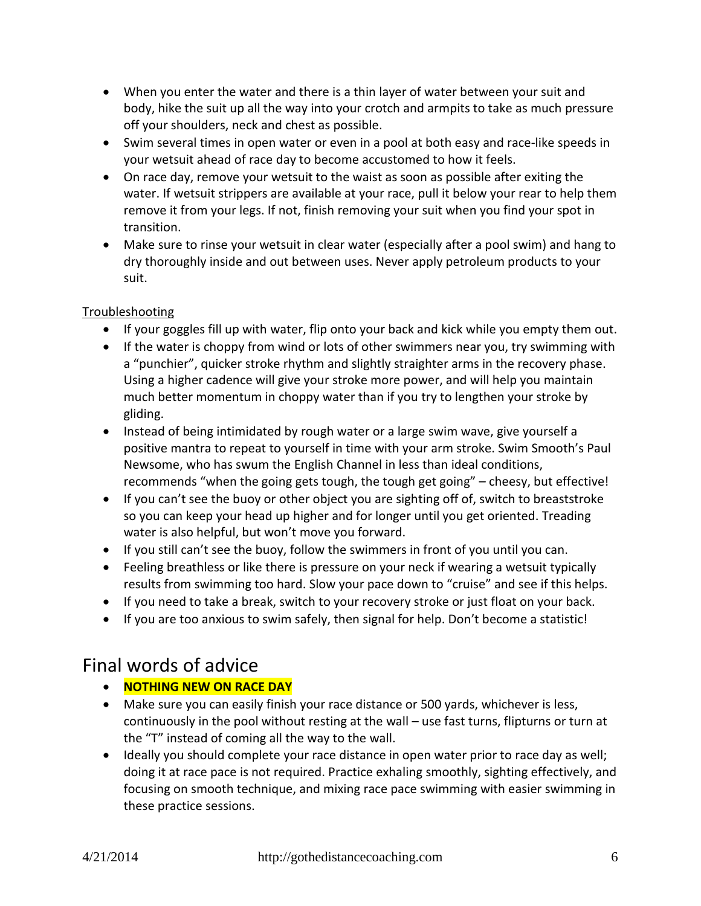- When you enter the water and there is a thin layer of water between your suit and body, hike the suit up all the way into your crotch and armpits to take as much pressure off your shoulders, neck and chest as possible.
- Swim several times in open water or even in a pool at both easy and race-like speeds in your wetsuit ahead of race day to become accustomed to how it feels.
- On race day, remove your wetsuit to the waist as soon as possible after exiting the water. If wetsuit strippers are available at your race, pull it below your rear to help them remove it from your legs. If not, finish removing your suit when you find your spot in transition.
- Make sure to rinse your wetsuit in clear water (especially after a pool swim) and hang to dry thoroughly inside and out between uses. Never apply petroleum products to your suit.

<u>Troubleshooting</u>

- If your goggles fill up with water, flip onto your back and kick while you empty them out.
- If the water is choppy from wind or lots of other swimmers near you, try swimming with a "punchier", quicker stroke rhythm and slightly straighter arms in the recovery phase. Using a higher cadence will give your stroke more power, and will help you maintain much better momentum in choppy water than if you try to lengthen your stroke by gliding.
- Instead of being intimidated by rough water or a large swim wave, give yourself a positive mantra to repeat to yourself in time with your arm stroke. Swim Smooth's Paul Newsome, who has swum the English Channel in less than ideal conditions, recommends "when the going gets tough, the tough get going" – cheesy, but effective!
- If you can't see the buoy or other object you are sighting off of, switch to breaststroke so you can keep your head up higher and for longer until you get oriented. Treading water is also helpful, but won't move you forward.
- If you still can't see the buoy, follow the swimmers in front of you until you can.
- Feeling breathless or like there is pressure on your neck if wearing a wetsuit typically results from swimming too hard. Slow your pace down to "cruise" and see if this helps.
- If you need to take a break, switch to your recovery stroke or just float on your back.
- If you are too anxious to swim safely, then signal for help. Don't become a statistic!

## Final words of advice

- **NOTHING NEW ON RACE DAY**
- Make sure you can easily finish your race distance or 500 yards, whichever is less, continuously in the pool without resting at the wall – use fast turns, flipturns or turn at the "T" instead of coming all the way to the wall.
- Ideally you should complete your race distance in open water prior to race day as well; doing it at race pace is not required. Practice exhaling smoothly, sighting effectively, and focusing on smooth technique, and mixing race pace swimming with easier swimming in these practice sessions.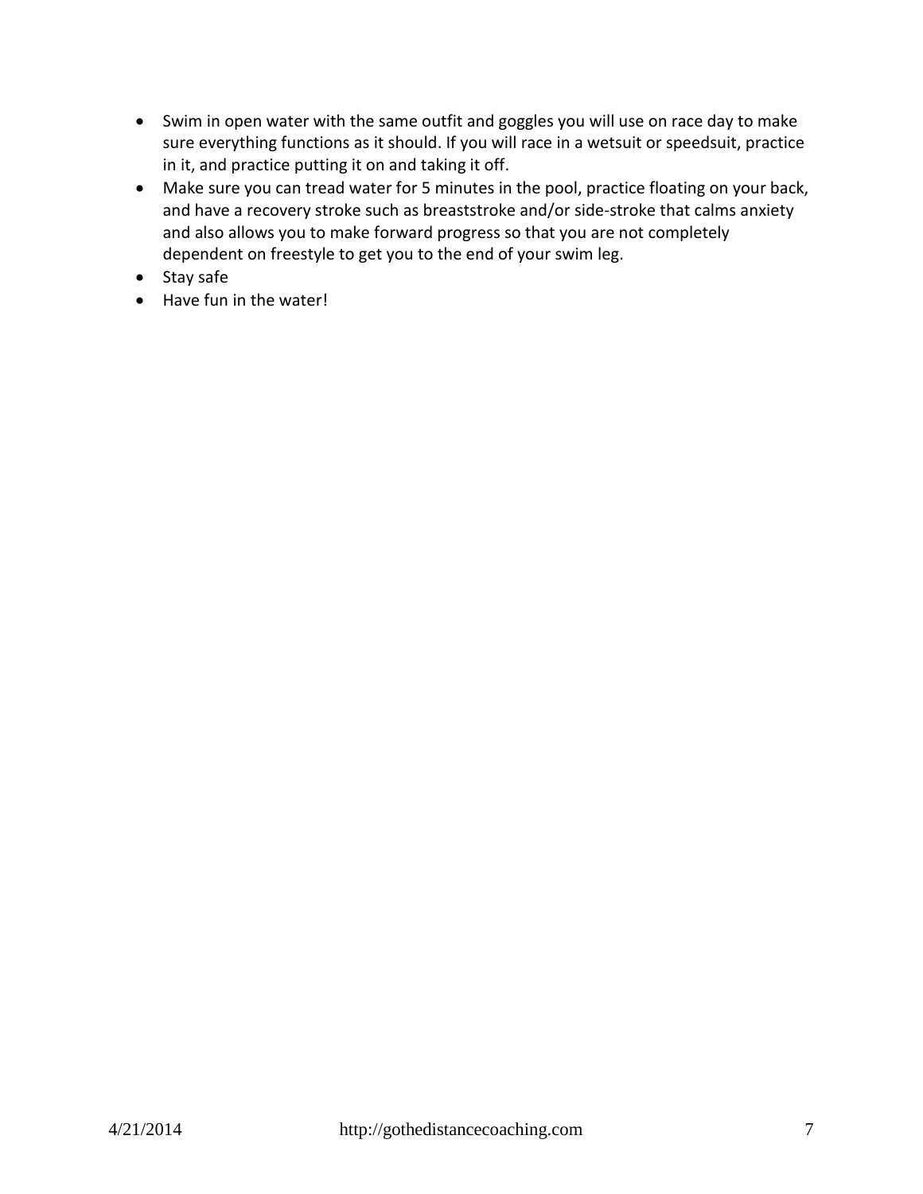- Swim in open water with the same outfit and goggles you will use on race day to make sure everything functions as it should. If you will race in a wetsuit or speedsuit, practice in it, and practice putting it on and taking it off.
- Make sure you can tread water for 5 minutes in the pool, practice floating on your back, and have a recovery stroke such as breaststroke and/or side-stroke that calms anxiety and also allows you to make forward progress so that you are not completely dependent on freestyle to get you to the end of your swim leg.
- Stay safe
- Have fun in the water!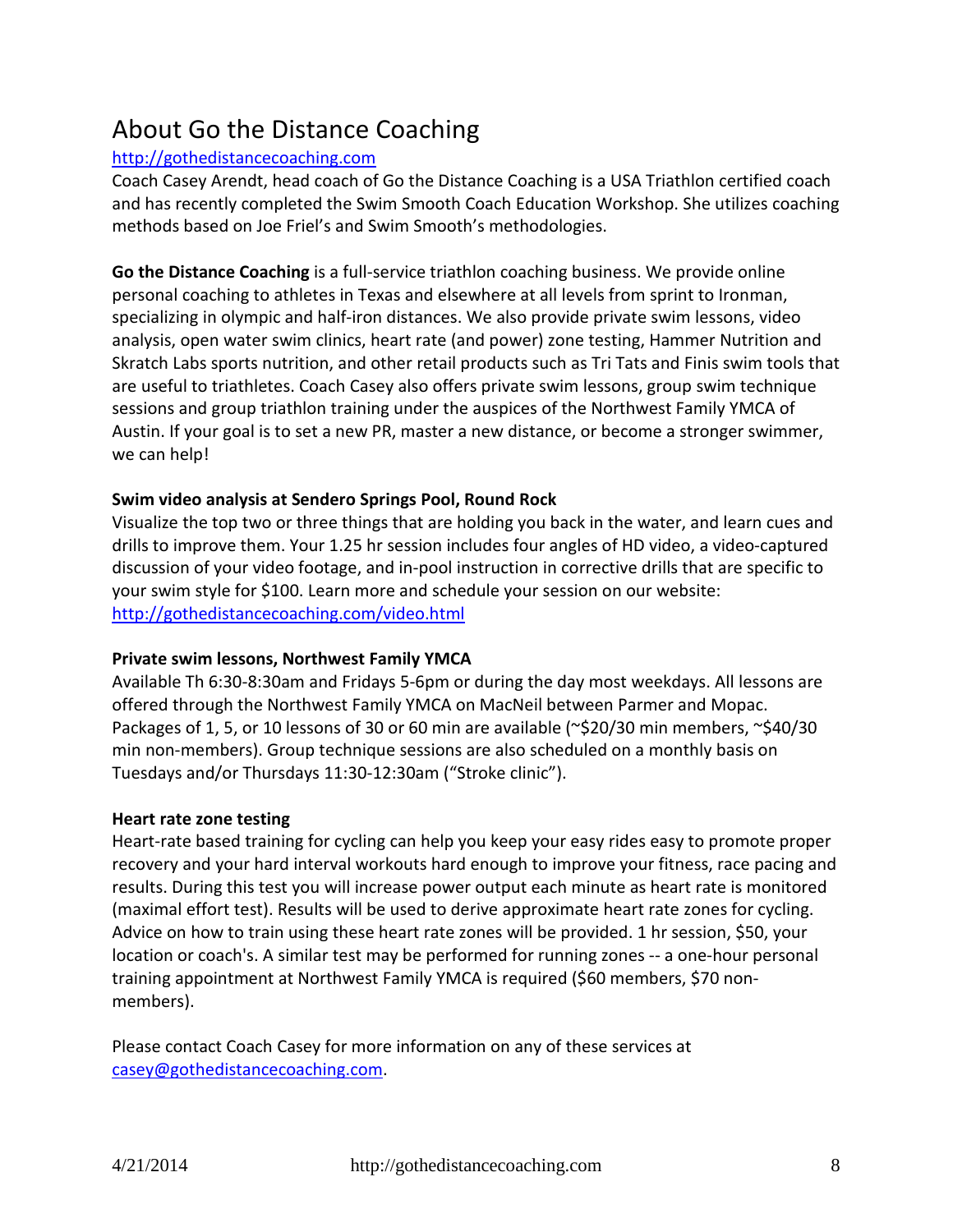# About Go the Distance Coaching

http://gothedistancecoaching.com

Coach Casey Arendt, head coach of Go the Distance Coaching is a USA Triathlon certified coach and has recently completed the Swim Smooth Coach Education Workshop. She utilizes coaching methods based on Joe Friel's and Swim Smooth's methodologies.

**Go the Distance Coaching** is a full-service triathlon coaching business. We provide online personal coaching to athletes in Texas and elsewhere at all levels from sprint to Ironman, specializing in olympic and half-iron distances. We also provide private swim lessons, video analysis, open water swim clinics, heart rate (and power) zone testing, Hammer Nutrition and Skratch Labs sports nutrition, and other retail products such as Tri Tats and Finis swim tools that are useful to triathletes. Coach Casey also offers private swim lessons, group swim technique sessions and group triathlon training under the auspices of the Northwest Family YMCA of Austin. If your goal is to set a new PR, master a new distance, or become a stronger swimmer, we can help!

**Swim video analysis at Sendero Springs Pool, Round Rock**

Visualize the top two or three things that are holding you back in the water, and learn cues and drills to improve them. Your 1.25 hr session includes four angles of HD video, a video-captured discussion of your video footage, and in-pool instruction in corrective drills that are specific to your swim style for $100. Learn more and schedule your session on our website: http://gothedistancecoaching.com/video.html

**Private swim lessons, Northwest Family YMCA**

Available Th 6:30-8:30am and Fridays 5-6pm or during the day most weekdays. All lessons are offered through the Northwest Family YMCA on MacNeil between Parmer and Mopac. Packages of 1, 5, or 10 lessons of 30 or 60 min are available (~$20/30 min members, ~$40/30 min non-members). Group technique sessions are also scheduled on a monthly basis on Tuesdays and/or Thursdays 11:30-12:30am ("Stroke clinic").

**Heart rate zone testing**

Heart-rate based training for cycling can help you keep your easy rides easy to promote proper recovery and your hard interval workouts hard enough to improve your fitness, race pacing and results. During this test you will increase power output each minute as heart rate is monitored (maximal effort test). Results will be used to derive approximate heart rate zones for cycling. Advice on how to train using these heart rate zones will be provided. 1 hr session, $50, your location or coach's. A similar test may be performed for running zones -- a one-hour personal training appointment at Northwest Family YMCA is required ($60 members, $70 non-members).

Please contact Coach Casey for more information on any of these services at casey@gothedistancecoaching.com.